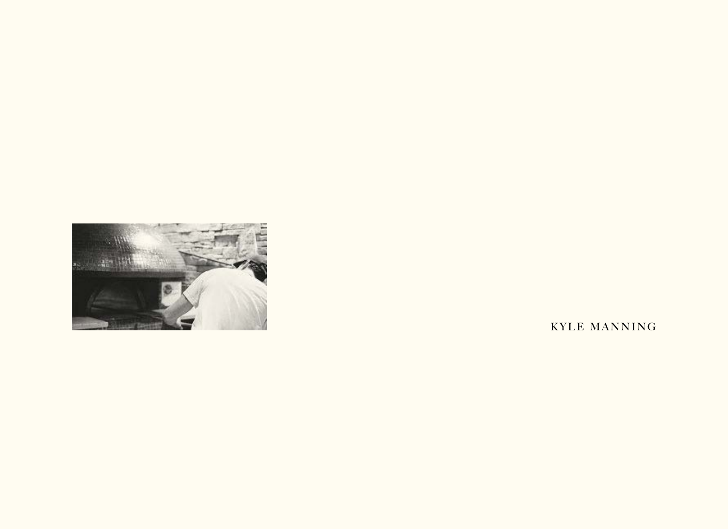KYLE MANNING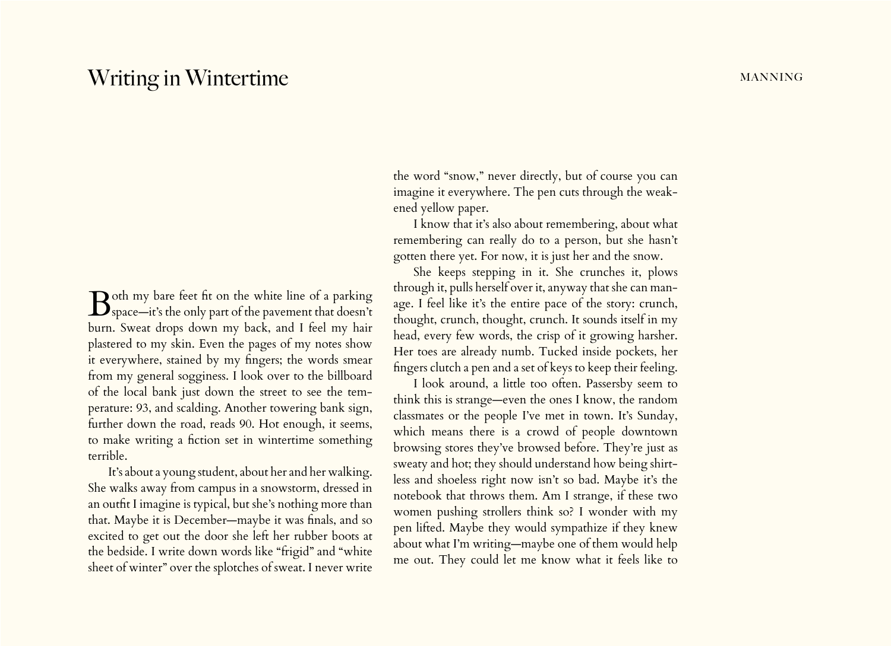# Writing in Wintertime

Both my bare feet fit on the white line of a parking space—it's the only part of the pavement that doesn't burn. Sweat drops down my back, and I feel my hair plastered to my skin. Even the pages of my notes show it everywhere, stained by my fingers; the words smear from my general sogginess. I look over to the billboard of the local bank just down the street to see the temperature: 93, and scalding. Another towering bank sign, further down the road, reads 90. Hot enough, it seems, to make writing a fiction set in wintertime something terrible.

It's about a young student, about her and her walking. She walks away from campus in a snowstorm, dressed in an outfit I imagine is typical, but she's nothing more than that. Maybe it is December—maybe it was finals, and so excited to get out the door she left her rubber boots at the bedside. I write down words like "frigid" and "white sheet of winter" over the splotches of sweat. I never write the word "snow," never directly, but of course you can imagine it everywhere. The pen cuts through the weakened yellow paper.

I know that it's also about remembering, about what remembering can really do to a person, but she hasn't gotten there yet. For now, it is just her and the snow.

She keeps stepping in it. She crunches it, plows through it, pulls herself over it, anyway that she can manage. I feel like it's the entire pace of the story: crunch, thought, crunch, thought, crunch. It sounds itself in my head, every few words, the crisp of it growing harsher. Her toes are already numb. Tucked inside pockets, her fingers clutch a pen and a set of keys to keep their feeling.

I look around, a little too often. Passersby seem to think this is strange—even the ones I know, the random classmates or the people I've met in town. It's Sunday, which means there is a crowd of people downtown browsing stores they've browsed before. They're just as sweaty and hot; they should understand how being shirtless and shoeless right now isn't so bad. Maybe it's the notebook that throws them. Am I strange, if these two women pushing strollers think so? I wonder with my pen lifted. Maybe they would sympathize if they knew about what I'm writing—maybe one of them would help me out. They could let me know what it feels like to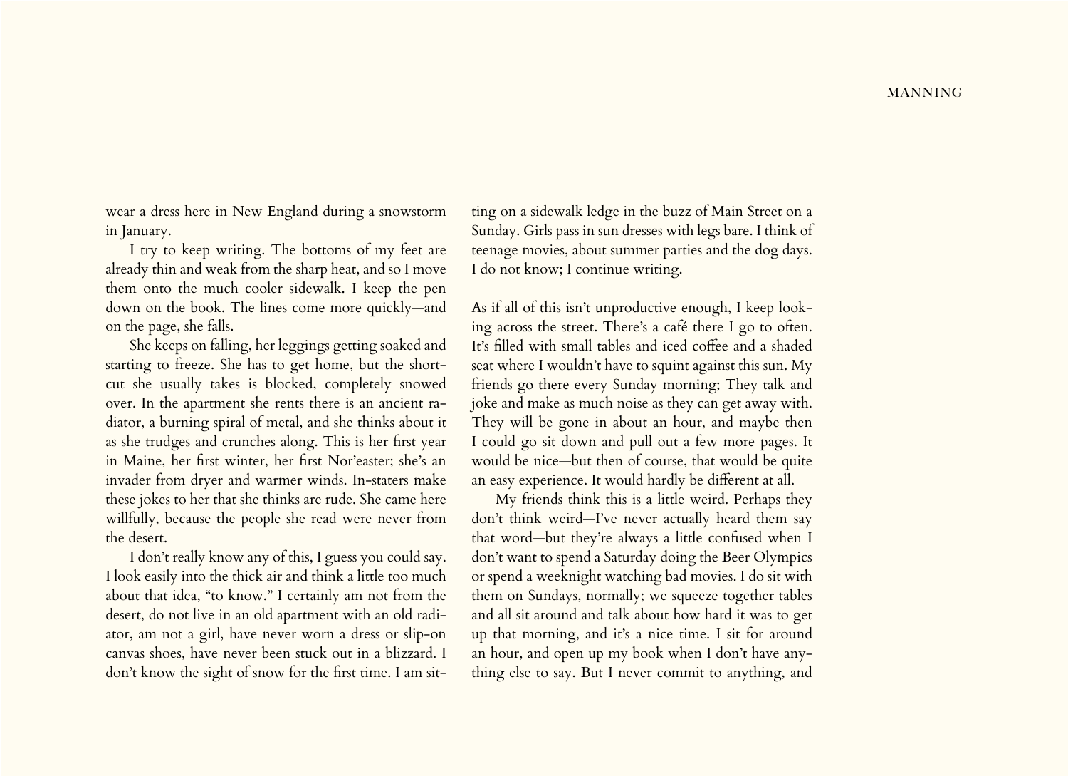wear a dress here in New England during a snowstorm in January.

I try to keep writing. The bottoms of my feet are already thin and weak from the sharp heat, and so I move them onto the much cooler sidewalk. I keep the pen down on the book. The lines come more quickly—and on the page, she falls.

She keeps on falling, her leggings getting soaked and starting to freeze. She has to get home, but the shortcut she usually takes is blocked, completely snowed over. In the apartment she rents there is an ancient radiator, a burning spiral of metal, and she thinks about it as she trudges and crunches along. This is her first year in Maine, her first winter, her first Nor'easter; she's an invader from dryer and warmer winds. In-staters make these jokes to her that she thinks are rude. She came here willfully, because the people she read were never from the desert.

I don't really know any of this, I guess you could say. I look easily into the thick air and think a little too much about that idea, "to know." I certainly am not from the desert, do not live in an old apartment with an old radiator, am not a girl, have never worn a dress or slip-on canvas shoes, have never been stuck out in a blizzard. I don't know the sight of snow for the first time. I am sitting on a sidewalk ledge in the buzz of Main Street on a Sunday. Girls pass in sun dresses with legs bare. I think of teenage movies, about summer parties and the dog days. I do not know; I continue writing.

As if all of this isn't unproductive enough, I keep looking across the street. There's a café there I go to often. It's filled with small tables and iced coffee and a shaded seat where I wouldn't have to squint against this sun. My friends go there every Sunday morning; They talk and joke and make as much noise as they can get away with. They will be gone in about an hour, and maybe then I could go sit down and pull out a few more pages. It would be nice—but then of course, that would be quite an easy experience. It would hardly be different at all.

My friends think this is a little weird. Perhaps they don't think weird—I've never actually heard them say that word—but they're always a little confused when I don't want to spend a Saturday doing the Beer Olympics or spend a weeknight watching bad movies. I do sit with them on Sundays, normally; we squeeze together tables and all sit around and talk about how hard it was to get up that morning, and it's a nice time. I sit for around an hour, and open up my book when I don't have anything else to say. But I never commit to anything, and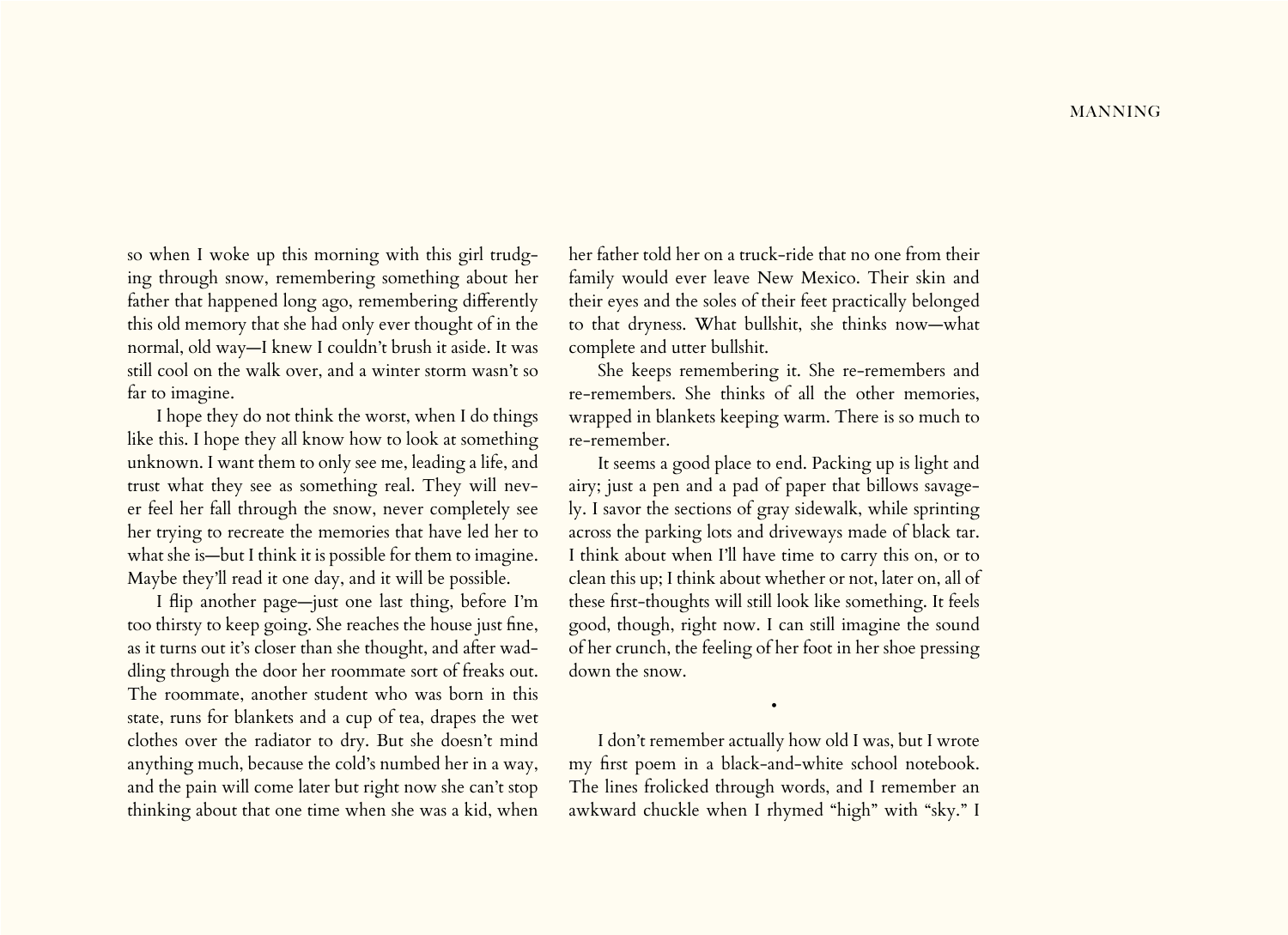so when I woke up this morning with this girl trudging through snow, remembering something about her father that happened long ago, remembering differently this old memory that she had only ever thought of in the normal, old way—I knew I couldn't brush it aside. It was still cool on the walk over, and a winter storm wasn't so far to imagine.

I hope they do not think the worst, when I do things like this. I hope they all know how to look at something unknown. I want them to only see me, leading a life, and trust what they see as something real. They will never feel her fall through the snow, never completely see her trying to recreate the memories that have led her to what she is—but I think it is possible for them to imagine. Maybe they'll read it one day, and it will be possible.

I flip another page—just one last thing, before I'm too thirsty to keep going. She reaches the house just fine, as it turns out it's closer than she thought, and after waddling through the door her roommate sort of freaks out. The roommate, another student who was born in this state, runs for blankets and a cup of tea, drapes the wet clothes over the radiator to dry. But she doesn't mind anything much, because the cold's numbed her in a way, and the pain will come later but right now she can't stop thinking about that one time when she was a kid, when her father told her on a truck-ride that no one from their family would ever leave New Mexico. Their skin and their eyes and the soles of their feet practically belonged to that dryness. What bullshit, she thinks now—what complete and utter bullshit.

She keeps remembering it. She re-remembers and re-remembers. She thinks of all the other memories, wrapped in blankets keeping warm. There is so much to re-remember.

It seems a good place to end. Packing up is light and airy; just a pen and a pad of paper that billows savagely. I savor the sections of gray sidewalk, while sprinting across the parking lots and driveways made of black tar. I think about when I'll have time to carry this on, or to clean this up; I think about whether or not, later on, all of these first-thoughts will still look like something. It feels good, though, right now. I can still imagine the sound of her crunch, the feeling of her foot in her shoe pressing down the snow.

•

I don't remember actually how old I was, but I wrote my first poem in a black-and-white school notebook. The lines frolicked through words, and I remember an awkward chuckle when I rhymed "high" with "sky." I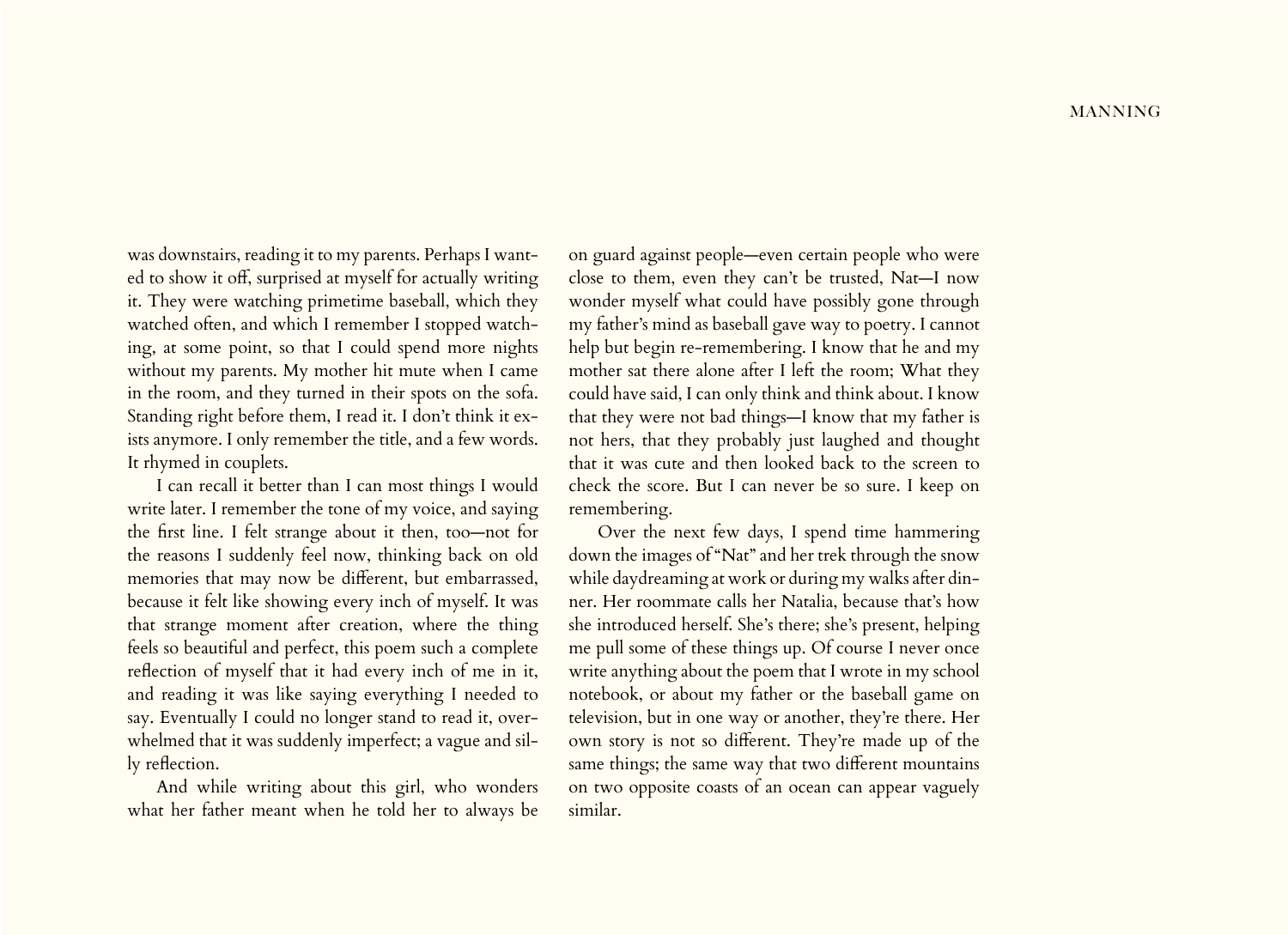was downstairs, reading it to my parents. Perhaps I wanted to show it off, surprised at myself for actually writing it. They were watching primetime baseball, which they watched often, and which I remember I stopped watching, at some point, so that I could spend more nights without my parents. My mother hit mute when I came in the room, and they turned in their spots on the sofa. Standing right before them, I read it. I don't think it exists anymore. I only remember the title, and a few words. It rhymed in couplets.

I can recall it better than I can most things I would write later. I remember the tone of my voice, and saying the first line. I felt strange about it then, too—not for the reasons I suddenly feel now, thinking back on old memories that may now be different, but embarrassed, because it felt like showing every inch of myself. It was that strange moment after creation, where the thing feels so beautiful and perfect, this poem such a complete reflection of myself that it had every inch of me in it, and reading it was like saying everything I needed to say. Eventually I could no longer stand to read it, overwhelmed that it was suddenly imperfect; a vague and silly reflection.

And while writing about this girl, who wonders what her father meant when he told her to always be on guard against people—even certain people who were close to them, even they can't be trusted, Nat—I now wonder myself what could have possibly gone through my father's mind as baseball gave way to poetry. I cannot help but begin re-remembering. I know that he and my mother sat there alone after I left the room; What they could have said, I can only think and think about. I know that they were not bad things—I know that my father is not hers, that they probably just laughed and thought that it was cute and then looked back to the screen to check the score. But I can never be so sure. I keep on remembering.

Over the next few days, I spend time hammering down the images of "Nat" and her trek through the snow while daydreaming at work or during my walks after dinner. Her roommate calls her Natalia, because that's how she introduced herself. She's there; she's present, helping me pull some of these things up. Of course I never once write anything about the poem that I wrote in my school notebook, or about my father or the baseball game on television, but in one way or another, they're there. Her own story is not so different. They're made up of the same things; the same way that two different mountains on two opposite coasts of an ocean can appear vaguely similar.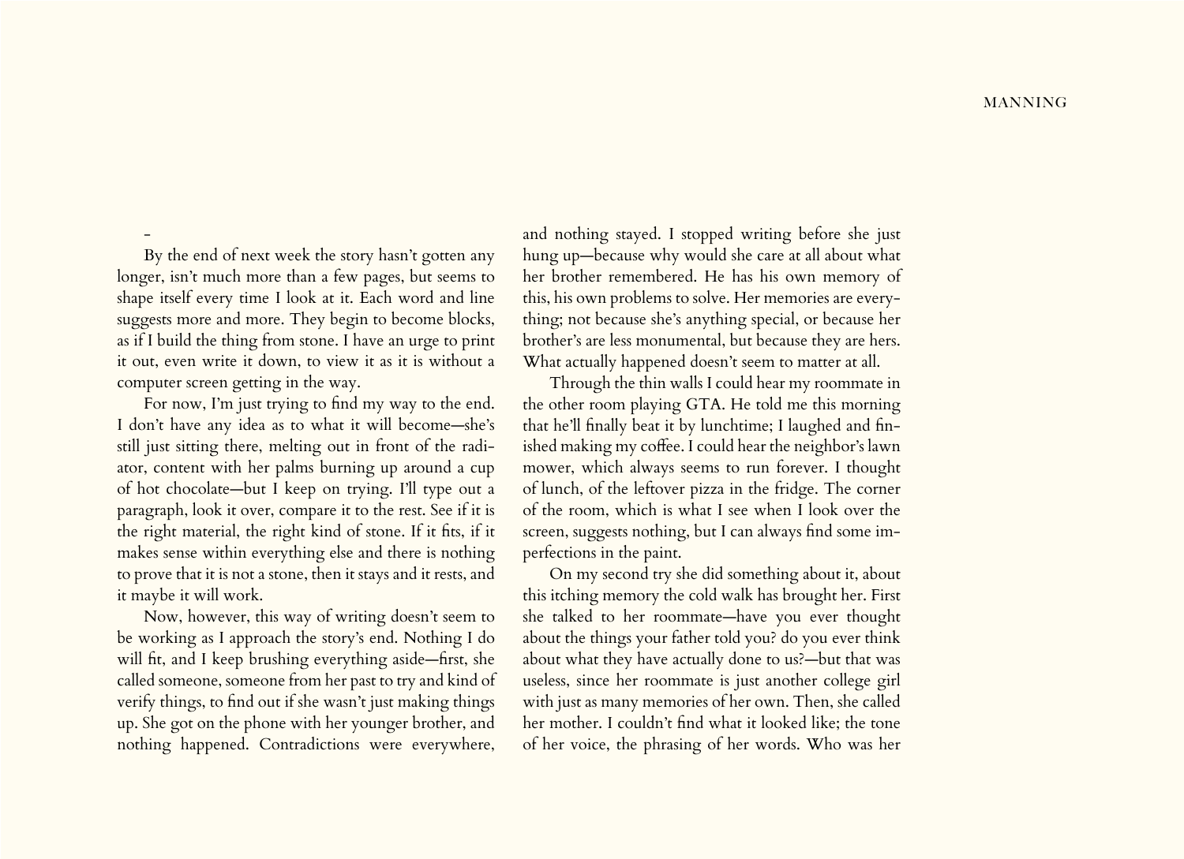-

By the end of next week the story hasn't gotten any longer, isn't much more than a few pages, but seems to shape itself every time I look at it. Each word and line suggests more and more. They begin to become blocks, as if I build the thing from stone. I have an urge to print it out, even write it down, to view it as it is without a computer screen getting in the way.

For now, I'm just trying to find my way to the end. I don't have any idea as to what it will become—she's still just sitting there, melting out in front of the radiator, content with her palms burning up around a cup of hot chocolate—but I keep on trying. I'll type out a paragraph, look it over, compare it to the rest. See if it is the right material, the right kind of stone. If it fits, if it makes sense within everything else and there is nothing to prove that it is not a stone, then it stays and it rests, and it maybe it will work.

Now, however, this way of writing doesn't seem to be working as I approach the story's end. Nothing I do will fit, and I keep brushing everything aside—first, she called someone, someone from her past to try and kind of verify things, to find out if she wasn't just making things up. She got on the phone with her younger brother, and nothing happened. Contradictions were everywhere, and nothing stayed. I stopped writing before she just hung up—because why would she care at all about what her brother remembered. He has his own memory of this, his own problems to solve. Her memories are everything; not because she's anything special, or because her brother's are less monumental, but because they are hers. What actually happened doesn't seem to matter at all.

Through the thin walls I could hear my roommate in the other room playing GTA. He told me this morning that he'll finally beat it by lunchtime; I laughed and finished making my coffee. I could hear the neighbor's lawn mower, which always seems to run forever. I thought of lunch, of the leftover pizza in the fridge. The corner of the room, which is what I see when I look over the screen, suggests nothing, but I can always find some imperfections in the paint.

On my second try she did something about it, about this itching memory the cold walk has brought her. First she talked to her roommate—have you ever thought about the things your father told you? do you ever think about what they have actually done to us?—but that was useless, since her roommate is just another college girl with just as many memories of her own. Then, she called her mother. I couldn't find what it looked like; the tone of her voice, the phrasing of her words. Who was her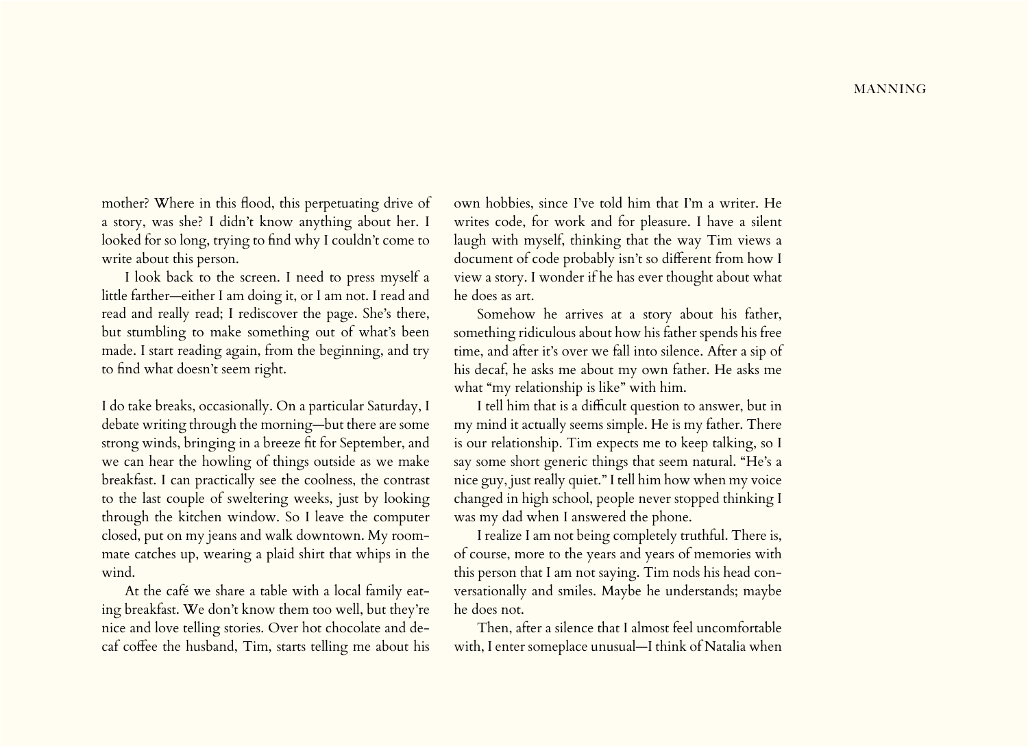mother? Where in this flood, this perpetuating drive of a story, was she? I didn't know anything about her. I looked for so long, trying to find why I couldn't come to write about this person.

I look back to the screen. I need to press myself a little farther—either I am doing it, or I am not. I read and read and really read; I rediscover the page. She's there, but stumbling to make something out of what's been made. I start reading again, from the beginning, and try to find what doesn't seem right.

I do take breaks, occasionally. On a particular Saturday, I debate writing through the morning—but there are some strong winds, bringing in a breeze fit for September, and we can hear the howling of things outside as we make breakfast. I can practically see the coolness, the contrast to the last couple of sweltering weeks, just by looking through the kitchen window. So I leave the computer closed, put on my jeans and walk downtown. My roommate catches up, wearing a plaid shirt that whips in the wind.

At the café we share a table with a local family eating breakfast. We don't know them too well, but they're nice and love telling stories. Over hot chocolate and decaf coffee the husband, Tim, starts telling me about his own hobbies, since I've told him that I'm a writer. He writes code, for work and for pleasure. I have a silent laugh with myself, thinking that the way Tim views a document of code probably isn't so different from how I view a story. I wonder if he has ever thought about what he does as art.

Somehow he arrives at a story about his father, something ridiculous about how his father spends his free time, and after it's over we fall into silence. After a sip of his decaf, he asks me about my own father. He asks me what "my relationship is like" with him.

I tell him that is a difficult question to answer, but in my mind it actually seems simple. He is my father. There is our relationship. Tim expects me to keep talking, so I say some short generic things that seem natural. "He's a nice guy, just really quiet." I tell him how when my voice changed in high school, people never stopped thinking I was my dad when I answered the phone.

I realize I am not being completely truthful. There is, of course, more to the years and years of memories with this person that I am not saying. Tim nods his head conversationally and smiles. Maybe he understands; maybe he does not.

Then, after a silence that I almost feel uncomfortable with, I enter someplace unusual—I think of Natalia when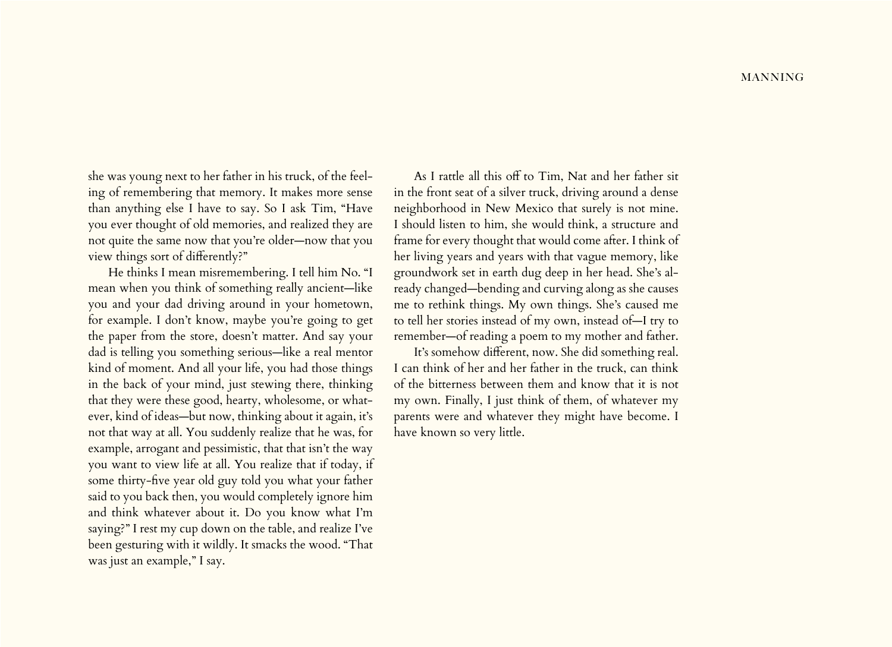she was young next to her father in his truck, of the feeling of remembering that memory. It makes more sense than anything else I have to say. So I ask Tim, "Have you ever thought of old memories, and realized they are not quite the same now that you're older—now that you view things sort of differently?"

He thinks I mean misremembering. I tell him No. "I mean when you think of something really ancient—like you and your dad driving around in your hometown, for example. I don't know, maybe you're going to get the paper from the store, doesn't matter. And say your dad is telling you something serious—like a real mentor kind of moment. And all your life, you had those things in the back of your mind, just stewing there, thinking that they were these good, hearty, wholesome, or whatever, kind of ideas—but now, thinking about it again, it's not that way at all. You suddenly realize that he was, for example, arrogant and pessimistic, that that isn't the way you want to view life at all. You realize that if today, if some thirty-five year old guy told you what your father said to you back then, you would completely ignore him and think whatever about it. Do you know what I'm saying?" I rest my cup down on the table, and realize I've been gesturing with it wildly. It smacks the wood. "That was just an example," I say.

As I rattle all this off to Tim, Nat and her father sit in the front seat of a silver truck, driving around a dense neighborhood in New Mexico that surely is not mine. I should listen to him, she would think, a structure and frame for every thought that would come after. I think of her living years and years with that vague memory, like groundwork set in earth dug deep in her head. She's already changed—bending and curving along as she causes me to rethink things. My own things. She's caused me to tell her stories instead of my own, instead of—I try to remember—of reading a poem to my mother and father.

It's somehow different, now. She did something real. I can think of her and her father in the truck, can think of the bitterness between them and know that it is not my own. Finally, I just think of them, of whatever my parents were and whatever they might have become. I have known so very little.